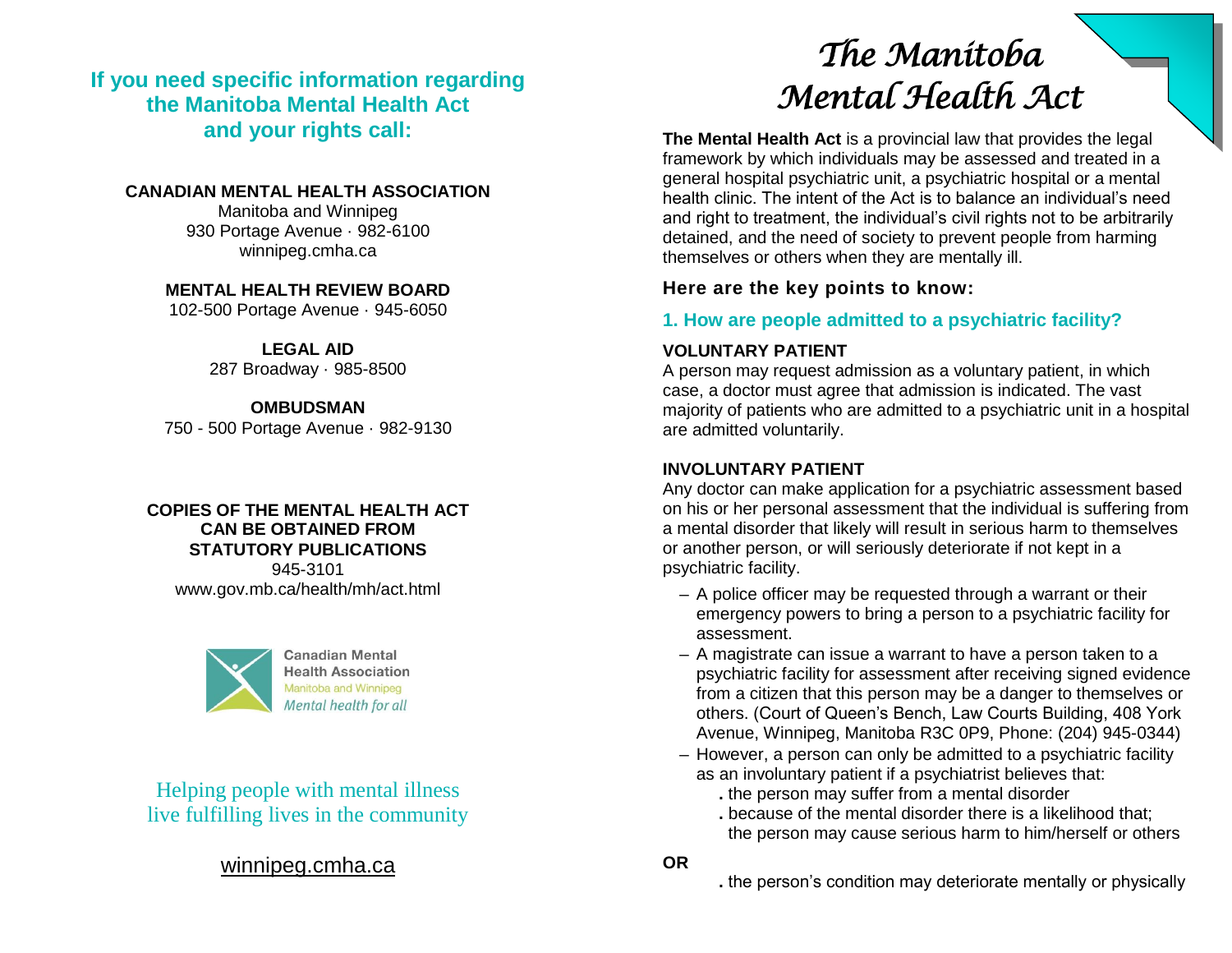## If you need specific information regarding the Manitoba Mental Health Act and your rights call:

**CANADIAN MENTAL HEALTH ASSOCIATION**
Manitoba and Winnipeg
930 Portage Avenue · 982-6100
winnipeg.cmha.ca

**MENTAL HEALTH REVIEW BOARD**
102-500 Portage Avenue · 945-6050

**LEGAL AID**
287 Broadway · 985-8500

**OMBUDSMAN**
750 - 500 Portage Avenue · 982-9130

**COPIES OF THE MENTAL HEALTH ACT CAN BE OBTAINED FROM STATUTORY PUBLICATIONS**
945-3101
www.gov.mb.ca/health/mh/act.html

**Canadian Mental Health Association**
Manitoba and Winnipeg
*Mental health for all*

Helping people with mental illness live fulfilling lives in the community

winnipeg.cmha.ca

# *The Manitoba Mental Health Act*

**The Mental Health Act** is a provincial law that provides the legal framework by which individuals may be assessed and treated in a general hospital psychiatric unit, a psychiatric hospital or a mental health clinic. The intent of the Act is to balance an individual's need and right to treatment, the individual's civil rights not to be arbitrarily detained, and the need of society to prevent people from harming themselves or others when they are mentally ill.

### Here are the key points to know:

### 1. How are people admitted to a psychiatric facility?

**VOLUNTARY PATIENT**
A person may request admission as a voluntary patient, in which case, a doctor must agree that admission is indicated. The vast majority of patients who are admitted to a psychiatric unit in a hospital are admitted voluntarily.

**INVOLUNTARY PATIENT**
Any doctor can make application for a psychiatric assessment based on his or her personal assessment that the individual is suffering from a mental disorder that likely will result in serious harm to themselves or another person, or will seriously deteriorate if not kept in a psychiatric facility.

- A police officer may be requested through a warrant or their emergency powers to bring a person to a psychiatric facility for assessment.
- A magistrate can issue a warrant to have a person taken to a psychiatric facility for assessment after receiving signed evidence from a citizen that this person may be a danger to themselves or others. (Court of Queen's Bench, Law Courts Building, 408 York Avenue, Winnipeg, Manitoba R3C 0P9, Phone: (204) 945-0344)
- However, a person can only be admitted to a psychiatric facility as an involuntary patient if a psychiatrist believes that:
  - the person may suffer from a mental disorder
  - because of the mental disorder there is a likelihood that; the person may cause serious harm to him/herself or others

**OR**

  - the person's condition may deteriorate mentally or physically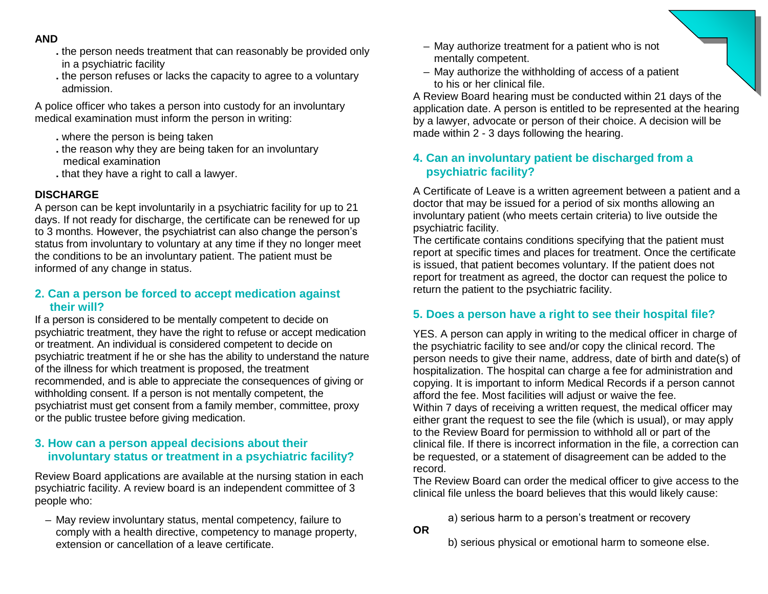**AND**

- the person needs treatment that can reasonably be provided only in a psychiatric facility
- the person refuses or lacks the capacity to agree to a voluntary admission.

A police officer who takes a person into custody for an involuntary medical examination must inform the person in writing:

- where the person is being taken
- the reason why they are being taken for an involuntary medical examination
- that they have a right to call a lawyer.

**DISCHARGE**

A person can be kept involuntarily in a psychiatric facility for up to 21 days. If not ready for discharge, the certificate can be renewed for up to 3 months. However, the psychiatrist can also change the person's status from involuntary to voluntary at any time if they no longer meet the conditions to be an involuntary patient. The patient must be informed of any change in status.

## 2. Can a person be forced to accept medication against their will?

If a person is considered to be mentally competent to decide on psychiatric treatment, they have the right to refuse or accept medication or treatment. An individual is considered competent to decide on psychiatric treatment if he or she has the ability to understand the nature of the illness for which treatment is proposed, the treatment recommended, and is able to appreciate the consequences of giving or withholding consent. If a person is not mentally competent, the psychiatrist must get consent from a family member, committee, proxy or the public trustee before giving medication.

## 3. How can a person appeal decisions about their involuntary status or treatment in a psychiatric facility?

Review Board applications are available at the nursing station in each psychiatric facility. A review board is an independent committee of 3 people who:

- May review involuntary status, mental competency, failure to comply with a health directive, competency to manage property, extension or cancellation of a leave certificate.
- May authorize treatment for a patient who is not mentally competent.
- May authorize the withholding of access of a patient to his or her clinical file.

A Review Board hearing must be conducted within 21 days of the application date. A person is entitled to be represented at the hearing by a lawyer, advocate or person of their choice. A decision will be made within 2 - 3 days following the hearing.

## 4. Can an involuntary patient be discharged from a psychiatric facility?

A Certificate of Leave is a written agreement between a patient and a doctor that may be issued for a period of six months allowing an involuntary patient (who meets certain criteria) to live outside the psychiatric facility.
The certificate contains conditions specifying that the patient must report at specific times and places for treatment. Once the certificate is issued, that patient becomes voluntary. If the patient does not report for treatment as agreed, the doctor can request the police to return the patient to the psychiatric facility.

## 5. Does a person have a right to see their hospital file?

YES. A person can apply in writing to the medical officer in charge of the psychiatric facility to see and/or copy the clinical record. The person needs to give their name, address, date of birth and date(s) of hospitalization. The hospital can charge a fee for administration and copying. It is important to inform Medical Records if a person cannot afford the fee. Most facilities will adjust or waive the fee.
Within 7 days of receiving a written request, the medical officer may either grant the request to see the file (which is usual), or may apply to the Review Board for permission to withhold all or part of the clinical file. If there is incorrect information in the file, a correction can be requested, or a statement of disagreement can be added to the record.
The Review Board can order the medical officer to give access to the clinical file unless the board believes that this would likely cause:

a) serious harm to a person's treatment or recovery

**OR**

b) serious physical or emotional harm to someone else.